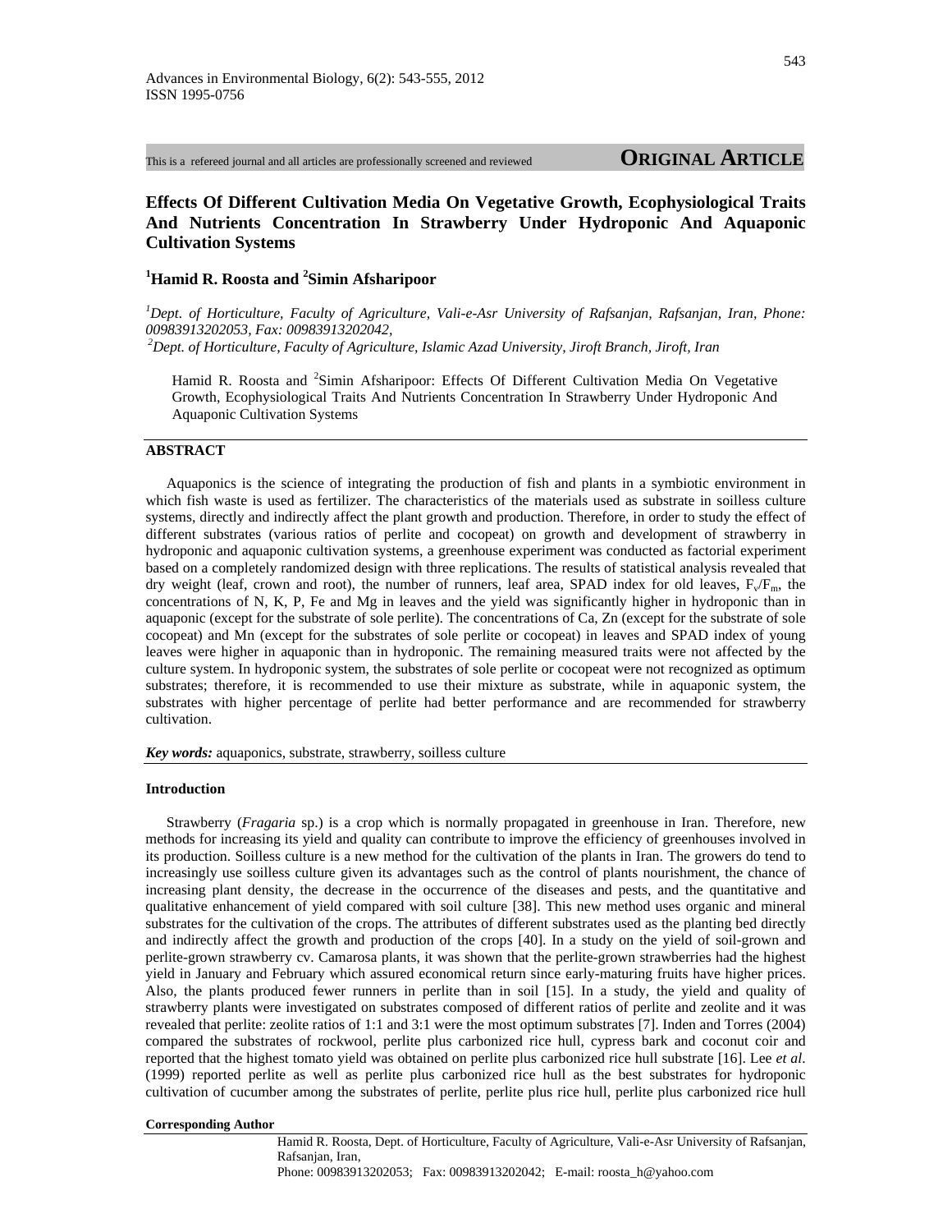This is a refereed journal and all articles are professionally screened and reviewed

**ORIGINAL ARTICLE**

# Effects Of Different Cultivation Media On Vegetative Growth, Ecophysiological Traits And Nutrients Concentration In Strawberry Under Hydroponic And Aquaponic Cultivation Systems

**[1]Hamid R. Roosta and [2]Simin Afsharipoor**

*[1]Dept. of Horticulture, Faculty of Agriculture, Vali-e-Asr University of Rafsanjan, Rafsanjan, Iran, Phone: 00983913202053, Fax: 00983913202042,*
*[2]Dept. of Horticulture, Faculty of Agriculture, Islamic Azad University, Jiroft Branch, Jiroft, Iran*

Hamid R. Roosta and [2]Simin Afsharipoor: Effects Of Different Cultivation Media On Vegetative Growth, Ecophysiological Traits And Nutrients Concentration In Strawberry Under Hydroponic And Aquaponic Cultivation Systems

## ABSTRACT

Aquaponics is the science of integrating the production of fish and plants in a symbiotic environment in which fish waste is used as fertilizer. The characteristics of the materials used as substrate in soilless culture systems, directly and indirectly affect the plant growth and production. Therefore, in order to study the effect of different substrates (various ratios of perlite and cocopeat) on growth and development of strawberry in hydroponic and aquaponic cultivation systems, a greenhouse experiment was conducted as factorial experiment based on a completely randomized design with three replications. The results of statistical analysis revealed that dry weight (leaf, crown and root), the number of runners, leaf area, SPAD index for old leaves, $F_v/F_m$, the concentrations of N, K, P, Fe and Mg in leaves and the yield was significantly higher in hydroponic than in aquaponic (except for the substrate of sole perlite). The concentrations of Ca, Zn (except for the substrate of sole cocopeat) and Mn (except for the substrates of sole perlite or cocopeat) in leaves and SPAD index of young leaves were higher in aquaponic than in hydroponic. The remaining measured traits were not affected by the culture system. In hydroponic system, the substrates of sole perlite or cocopeat were not recognized as optimum substrates; therefore, it is recommended to use their mixture as substrate, while in aquaponic system, the substrates with higher percentage of perlite had better performance and are recommended for strawberry cultivation.

***Key words:*** aquaponics, substrate, strawberry, soilless culture

## Introduction

Strawberry (*Fragaria* sp.) is a crop which is normally propagated in greenhouse in Iran. Therefore, new methods for increasing its yield and quality can contribute to improve the efficiency of greenhouses involved in its production. Soilless culture is a new method for the cultivation of the plants in Iran. The growers do tend to increasingly use soilless culture given its advantages such as the control of plants nourishment, the chance of increasing plant density, the decrease in the occurrence of the diseases and pests, and the quantitative and qualitative enhancement of yield compared with soil culture [38]. This new method uses organic and mineral substrates for the cultivation of the crops. The attributes of different substrates used as the planting bed directly and indirectly affect the growth and production of the crops [40]. In a study on the yield of soil-grown and perlite-grown strawberry cv. Camarosa plants, it was shown that the perlite-grown strawberries had the highest yield in January and February which assured economical return since early-maturing fruits have higher prices. Also, the plants produced fewer runners in perlite than in soil [15]. In a study, the yield and quality of strawberry plants were investigated on substrates composed of different ratios of perlite and zeolite and it was revealed that perlite: zeolite ratios of 1:1 and 3:1 were the most optimum substrates [7]. Inden and Torres (2004) compared the substrates of rockwool, perlite plus carbonized rice hull, cypress bark and coconut coir and reported that the highest tomato yield was obtained on perlite plus carbonized rice hull substrate [16]. Lee *et al*. (1999) reported perlite as well as perlite plus carbonized rice hull as the best substrates for hydroponic cultivation of cucumber among the substrates of perlite, perlite plus rice hull, perlite plus carbonized rice hull

**Corresponding Author**

Hamid R. Roosta, Dept. of Horticulture, Faculty of Agriculture, Vali-e-Asr University of Rafsanjan, Rafsanjan, Iran,
Phone: 00983913202053; Fax: 00983913202042; E-mail: roosta_h@yahoo.com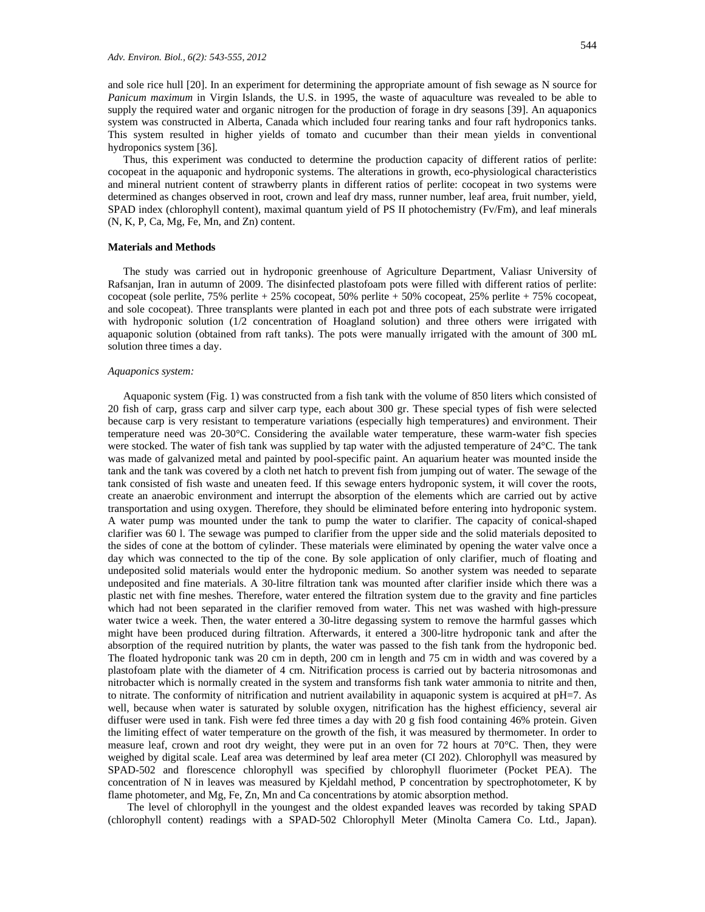and sole rice hull [20]. In an experiment for determining the appropriate amount of fish sewage as N source for *Panicum maximum* in Virgin Islands, the U.S. in 1995, the waste of aquaculture was revealed to be able to supply the required water and organic nitrogen for the production of forage in dry seasons [39]. An aquaponics system was constructed in Alberta, Canada which included four rearing tanks and four raft hydroponics tanks. This system resulted in higher yields of tomato and cucumber than their mean yields in conventional hydroponics system [36].

Thus, this experiment was conducted to determine the production capacity of different ratios of perlite: cocopeat in the aquaponic and hydroponic systems. The alterations in growth, eco-physiological characteristics and mineral nutrient content of strawberry plants in different ratios of perlite: cocopeat in two systems were determined as changes observed in root, crown and leaf dry mass, runner number, leaf area, fruit number, yield, SPAD index (chlorophyll content), maximal quantum yield of PS II photochemistry (Fv/Fm), and leaf minerals (N, K, P, Ca, Mg, Fe, Mn, and Zn) content.

## Materials and Methods

The study was carried out in hydroponic greenhouse of Agriculture Department, Valiasr University of Rafsanjan, Iran in autumn of 2009. The disinfected plastofoam pots were filled with different ratios of perlite: cocopeat (sole perlite, 75% perlite + 25% cocopeat, 50% perlite + 50% cocopeat, 25% perlite + 75% cocopeat, and sole cocopeat). Three transplants were planted in each pot and three pots of each substrate were irrigated with hydroponic solution (1/2 concentration of Hoagland solution) and three others were irrigated with aquaponic solution (obtained from raft tanks). The pots were manually irrigated with the amount of 300 mL solution three times a day.

### *Aquaponics system:*

Aquaponic system (Fig. 1) was constructed from a fish tank with the volume of 850 liters which consisted of 20 fish of carp, grass carp and silver carp type, each about 300 gr. These special types of fish were selected because carp is very resistant to temperature variations (especially high temperatures) and environment. Their temperature need was 20-30°C. Considering the available water temperature, these warm-water fish species were stocked. The water of fish tank was supplied by tap water with the adjusted temperature of 24°C. The tank was made of galvanized metal and painted by pool-specific paint. An aquarium heater was mounted inside the tank and the tank was covered by a cloth net hatch to prevent fish from jumping out of water. The sewage of the tank consisted of fish waste and uneaten feed. If this sewage enters hydroponic system, it will cover the roots, create an anaerobic environment and interrupt the absorption of the elements which are carried out by active transportation and using oxygen. Therefore, they should be eliminated before entering into hydroponic system. A water pump was mounted under the tank to pump the water to clarifier. The capacity of conical-shaped clarifier was 60 l. The sewage was pumped to clarifier from the upper side and the solid materials deposited to the sides of cone at the bottom of cylinder. These materials were eliminated by opening the water valve once a day which was connected to the tip of the cone. By sole application of only clarifier, much of floating and undeposited solid materials would enter the hydroponic medium. So another system was needed to separate undeposited and fine materials. A 30-litre filtration tank was mounted after clarifier inside which there was a plastic net with fine meshes. Therefore, water entered the filtration system due to the gravity and fine particles which had not been separated in the clarifier removed from water. This net was washed with high-pressure water twice a week. Then, the water entered a 30-litre degassing system to remove the harmful gasses which might have been produced during filtration. Afterwards, it entered a 300-litre hydroponic tank and after the absorption of the required nutrition by plants, the water was passed to the fish tank from the hydroponic bed. The floated hydroponic tank was 20 cm in depth, 200 cm in length and 75 cm in width and was covered by a plastofoam plate with the diameter of 4 cm. Nitrification process is carried out by bacteria nitrosomonas and nitrobacter which is normally created in the system and transforms fish tank water ammonia to nitrite and then, to nitrate. The conformity of nitrification and nutrient availability in aquaponic system is acquired at pH=7. As well, because when water is saturated by soluble oxygen, nitrification has the highest efficiency, several air diffuser were used in tank. Fish were fed three times a day with 20 g fish food containing 46% protein. Given the limiting effect of water temperature on the growth of the fish, it was measured by thermometer. In order to measure leaf, crown and root dry weight, they were put in an oven for 72 hours at 70°C. Then, they were weighed by digital scale. Leaf area was determined by leaf area meter (CI 202). Chlorophyll was measured by SPAD-502 and florescence chlorophyll was specified by chlorophyll fluorimeter (Pocket PEA). The concentration of N in leaves was measured by Kjeldahl method, P concentration by spectrophotometer, K by flame photometer, and Mg, Fe, Zn, Mn and Ca concentrations by atomic absorption method.

The level of chlorophyll in the youngest and the oldest expanded leaves was recorded by taking SPAD (chlorophyll content) readings with a SPAD-502 Chlorophyll Meter (Minolta Camera Co. Ltd., Japan).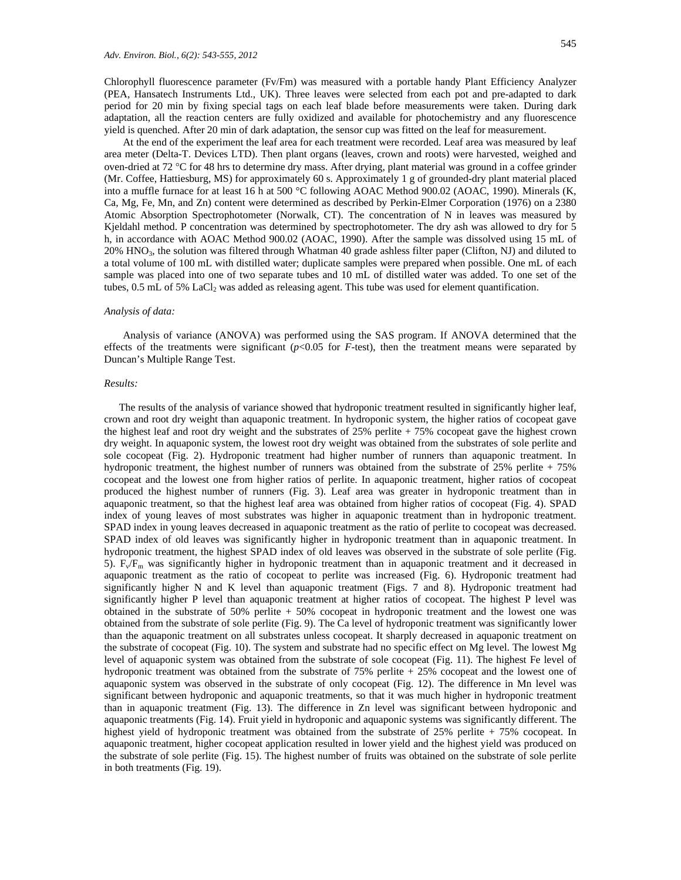Chlorophyll fluorescence parameter (Fv/Fm) was measured with a portable handy Plant Efficiency Analyzer (PEA, Hansatech Instruments Ltd., UK). Three leaves were selected from each pot and pre-adapted to dark period for 20 min by fixing special tags on each leaf blade before measurements were taken. During dark adaptation, all the reaction centers are fully oxidized and available for photochemistry and any fluorescence yield is quenched. After 20 min of dark adaptation, the sensor cup was fitted on the leaf for measurement.

At the end of the experiment the leaf area for each treatment were recorded. Leaf area was measured by leaf area meter (Delta-T. Devices LTD). Then plant organs (leaves, crown and roots) were harvested, weighed and oven-dried at 72 °C for 48 hrs to determine dry mass. After drying, plant material was ground in a coffee grinder (Mr. Coffee, Hattiesburg, MS) for approximately 60 s. Approximately 1 g of grounded-dry plant material placed into a muffle furnace for at least 16 h at 500 °C following AOAC Method 900.02 (AOAC, 1990). Minerals (K, Ca, Mg, Fe, Mn, and Zn) content were determined as described by Perkin-Elmer Corporation (1976) on a 2380 Atomic Absorption Spectrophotometer (Norwalk, CT). The concentration of N in leaves was measured by Kjeldahl method. P concentration was determined by spectrophotometer. The dry ash was allowed to dry for 5 h, in accordance with AOAC Method 900.02 (AOAC, 1990). After the sample was dissolved using 15 mL of 20% $HNO_3$, the solution was filtered through Whatman 40 grade ashless filter paper (Clifton, NJ) and diluted to a total volume of 100 mL with distilled water; duplicate samples were prepared when possible. One mL of each sample was placed into one of two separate tubes and 10 mL of distilled water was added. To one set of the tubes, 0.5 mL of 5% $LaCl_2$ was added as releasing agent. This tube was used for element quantification.

*Analysis of data:*

Analysis of variance (ANOVA) was performed using the SAS program. If ANOVA determined that the effects of the treatments were significant ($p<0.05$ for $F$-test), then the treatment means were separated by Duncan's Multiple Range Test.

*Results:*

The results of the analysis of variance showed that hydroponic treatment resulted in significantly higher leaf, crown and root dry weight than aquaponic treatment. In hydroponic system, the higher ratios of cocopeat gave the highest leaf and root dry weight and the substrates of 25% perlite + 75% cocopeat gave the highest crown dry weight. In aquaponic system, the lowest root dry weight was obtained from the substrates of sole perlite and sole cocopeat (Fig. 2). Hydroponic treatment had higher number of runners than aquaponic treatment. In hydroponic treatment, the highest number of runners was obtained from the substrate of 25% perlite + 75% cocopeat and the lowest one from higher ratios of perlite. In aquaponic treatment, higher ratios of cocopeat produced the highest number of runners (Fig. 3). Leaf area was greater in hydroponic treatment than in aquaponic treatment, so that the highest leaf area was obtained from higher ratios of cocopeat (Fig. 4). SPAD index of young leaves of most substrates was higher in aquaponic treatment than in hydroponic treatment. SPAD index in young leaves decreased in aquaponic treatment as the ratio of perlite to cocopeat was decreased. SPAD index of old leaves was significantly higher in hydroponic treatment than in aquaponic treatment. In hydroponic treatment, the highest SPAD index of old leaves was observed in the substrate of sole perlite (Fig. 5). $F_v/F_m$ was significantly higher in hydroponic treatment than in aquaponic treatment and it decreased in aquaponic treatment as the ratio of cocopeat to perlite was increased (Fig. 6). Hydroponic treatment had significantly higher N and K level than aquaponic treatment (Figs. 7 and 8). Hydroponic treatment had significantly higher P level than aquaponic treatment at higher ratios of cocopeat. The highest P level was obtained in the substrate of 50% perlite + 50% cocopeat in hydroponic treatment and the lowest one was obtained from the substrate of sole perlite (Fig. 9). The Ca level of hydroponic treatment was significantly lower than the aquaponic treatment on all substrates unless cocopeat. It sharply decreased in aquaponic treatment on the substrate of cocopeat (Fig. 10). The system and substrate had no specific effect on Mg level. The lowest Mg level of aquaponic system was obtained from the substrate of sole cocopeat (Fig. 11). The highest Fe level of hydroponic treatment was obtained from the substrate of 75% perlite + 25% cocopeat and the lowest one of aquaponic system was observed in the substrate of only cocopeat (Fig. 12). The difference in Mn level was significant between hydroponic and aquaponic treatments, so that it was much higher in hydroponic treatment than in aquaponic treatment (Fig. 13). The difference in Zn level was significant between hydroponic and aquaponic treatments (Fig. 14). Fruit yield in hydroponic and aquaponic systems was significantly different. The highest yield of hydroponic treatment was obtained from the substrate of 25% perlite + 75% cocopeat. In aquaponic treatment, higher cocopeat application resulted in lower yield and the highest yield was produced on the substrate of sole perlite (Fig. 15). The highest number of fruits was obtained on the substrate of sole perlite in both treatments (Fig. 19).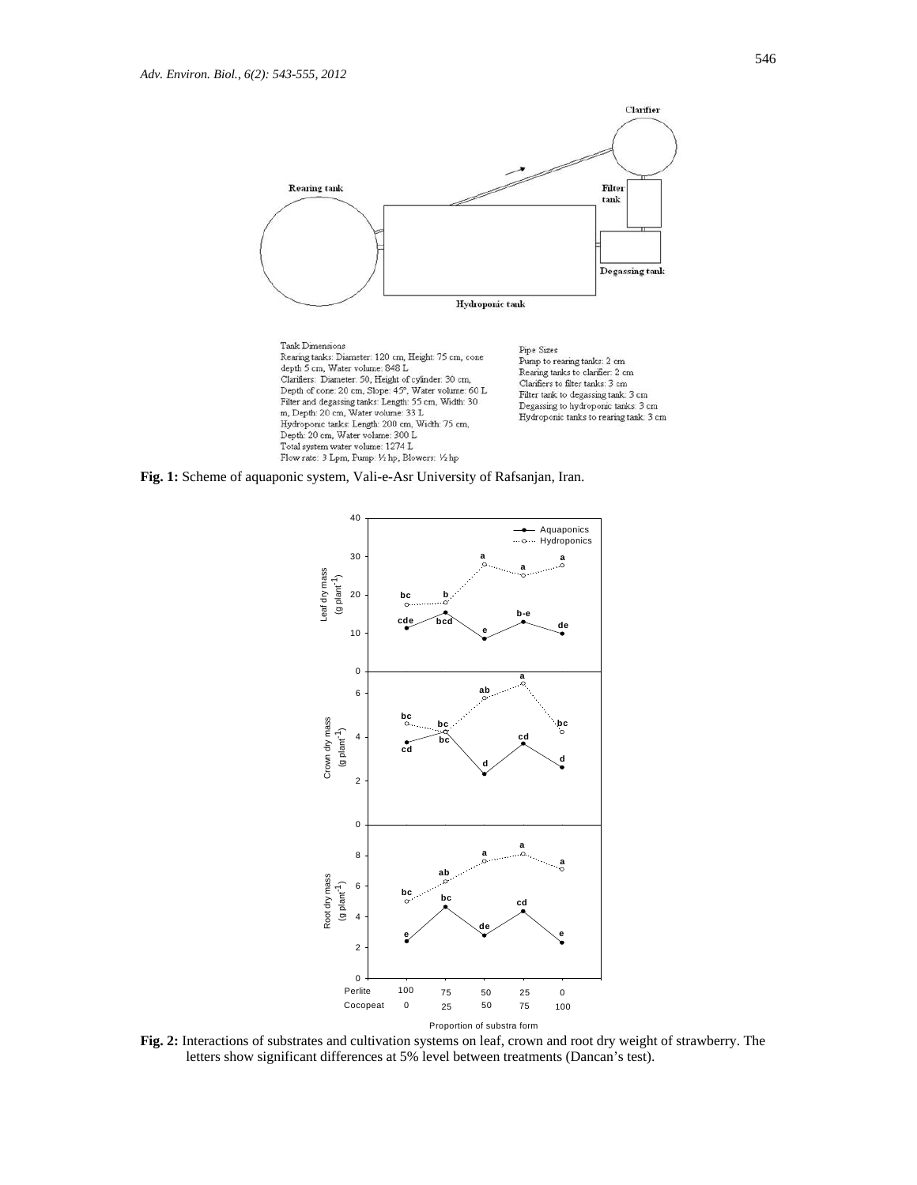Tank Dimensions
Rearing tanks: Diameter: 120 cm, Height: 75 cm, cone depth 5 cm, Water volume: 848 L
Clarifiers: Diameter: 50, Height of cylinder: 30 cm, Depth of cone: 20 cm, Slope: 45°, Water volume: 60 L
Filter and degassing tanks: Length: 55 cm, Width: 30 m, Depth: 20 cm, Water volume: 33 L
Hydroponic tanks: Length: 200 cm, Width: 75 cm, Depth: 20 cm, Water volume: 300 L
Total system water volume: 1274 L
Flow rate: 3 Lpm, Pump: ½ hp, Blowers: ½ hp

Pipe Sizes
Pump to rearing tanks: 2 cm
Rearing tanks to clarifier: 2 cm
Clarifiers to filter tanks: 3 cm
Filter tank to degassing tank: 3 cm
Degassing to hydroponic tanks: 3 cm
Hydroponic tanks to rearing tank: 3 cm

**Fig. 1:** Scheme of aquaponic system, Vali-e-Asr University of Rafsanjan, Iran.

**Fig. 2:** Interactions of substrates and cultivation systems on leaf, crown and root dry weight of strawberry. The letters show significant differences at 5% level between treatments (Dancan's test).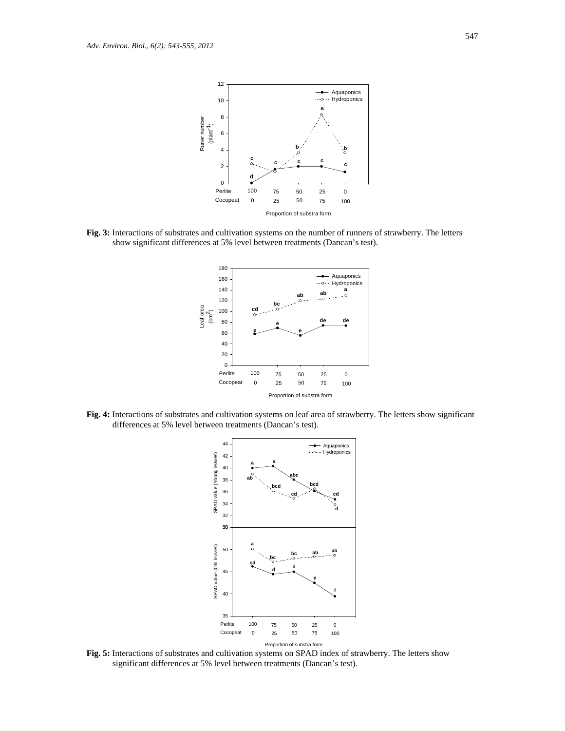**Fig. 3:** Interactions of substrates and cultivation systems on the number of runners of strawberry. The letters show significant differences at 5% level between treatments (Dancan's test).

**Fig. 4:** Interactions of substrates and cultivation systems on leaf area of strawberry. The letters show significant differences at 5% level between treatments (Dancan's test).

**Fig. 5:** Interactions of substrates and cultivation systems on SPAD index of strawberry. The letters show significant differences at 5% level between treatments (Dancan's test).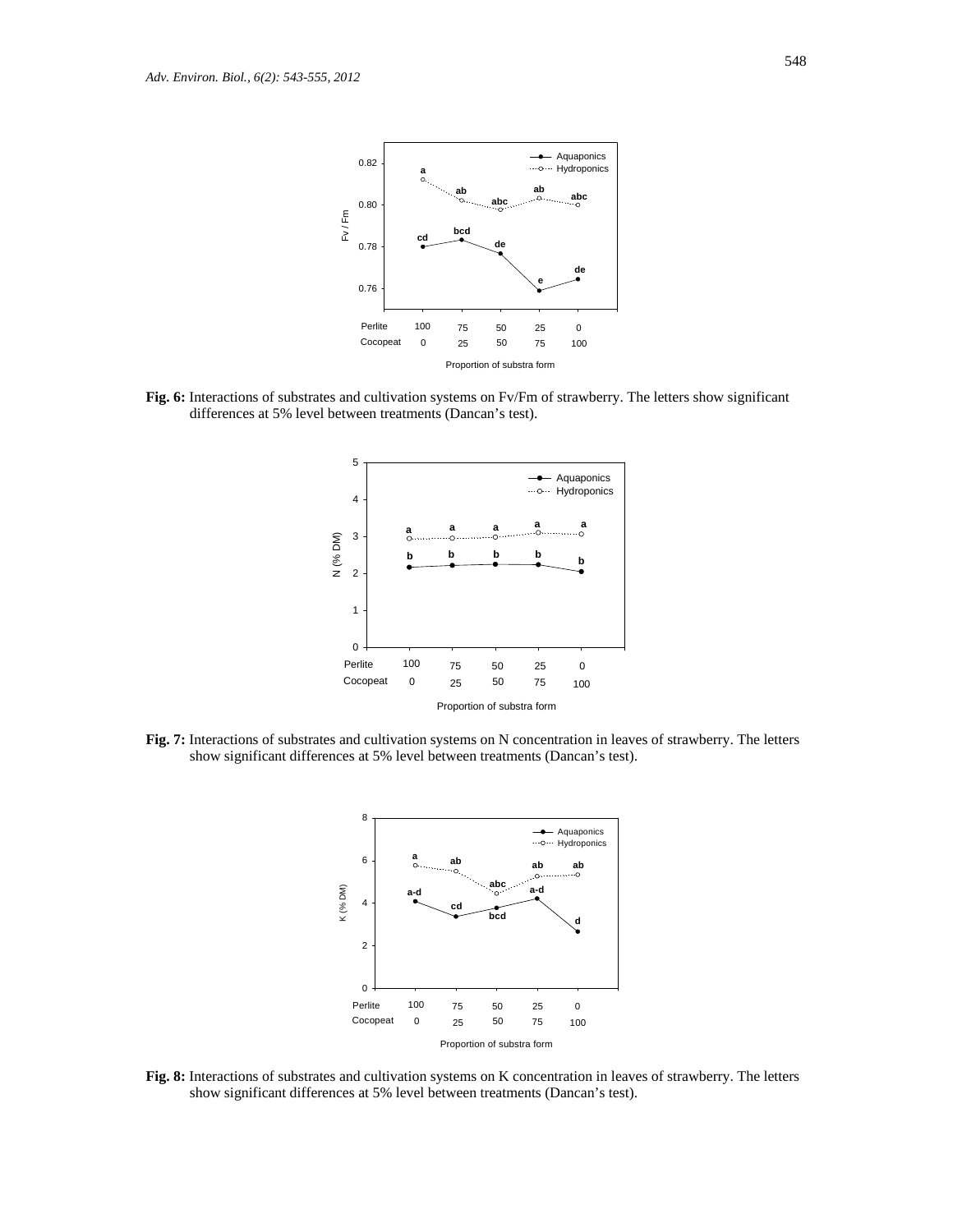**Fig. 6:** Interactions of substrates and cultivation systems on Fv/Fm of strawberry. The letters show significant differences at 5% level between treatments (Dancan's test).

**Fig. 7:** Interactions of substrates and cultivation systems on N concentration in leaves of strawberry. The letters show significant differences at 5% level between treatments (Dancan's test).

**Fig. 8:** Interactions of substrates and cultivation systems on K concentration in leaves of strawberry. The letters show significant differences at 5% level between treatments (Dancan's test).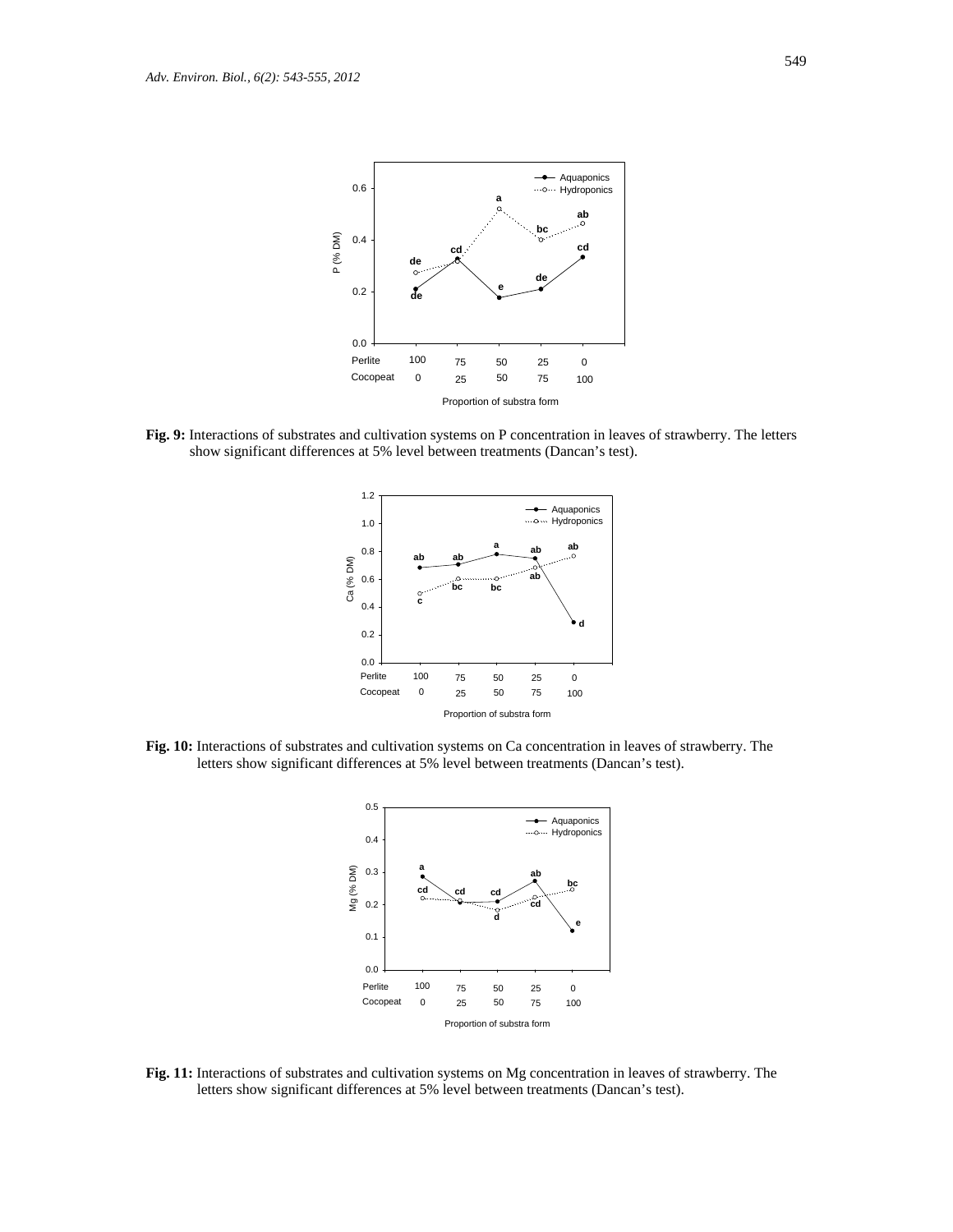**Fig. 9:** Interactions of substrates and cultivation systems on P concentration in leaves of strawberry. The letters show significant differences at 5% level between treatments (Dancan's test).

**Fig. 10:** Interactions of substrates and cultivation systems on Ca concentration in leaves of strawberry. The letters show significant differences at 5% level between treatments (Dancan's test).

**Fig. 11:** Interactions of substrates and cultivation systems on Mg concentration in leaves of strawberry. The letters show significant differences at 5% level between treatments (Dancan's test).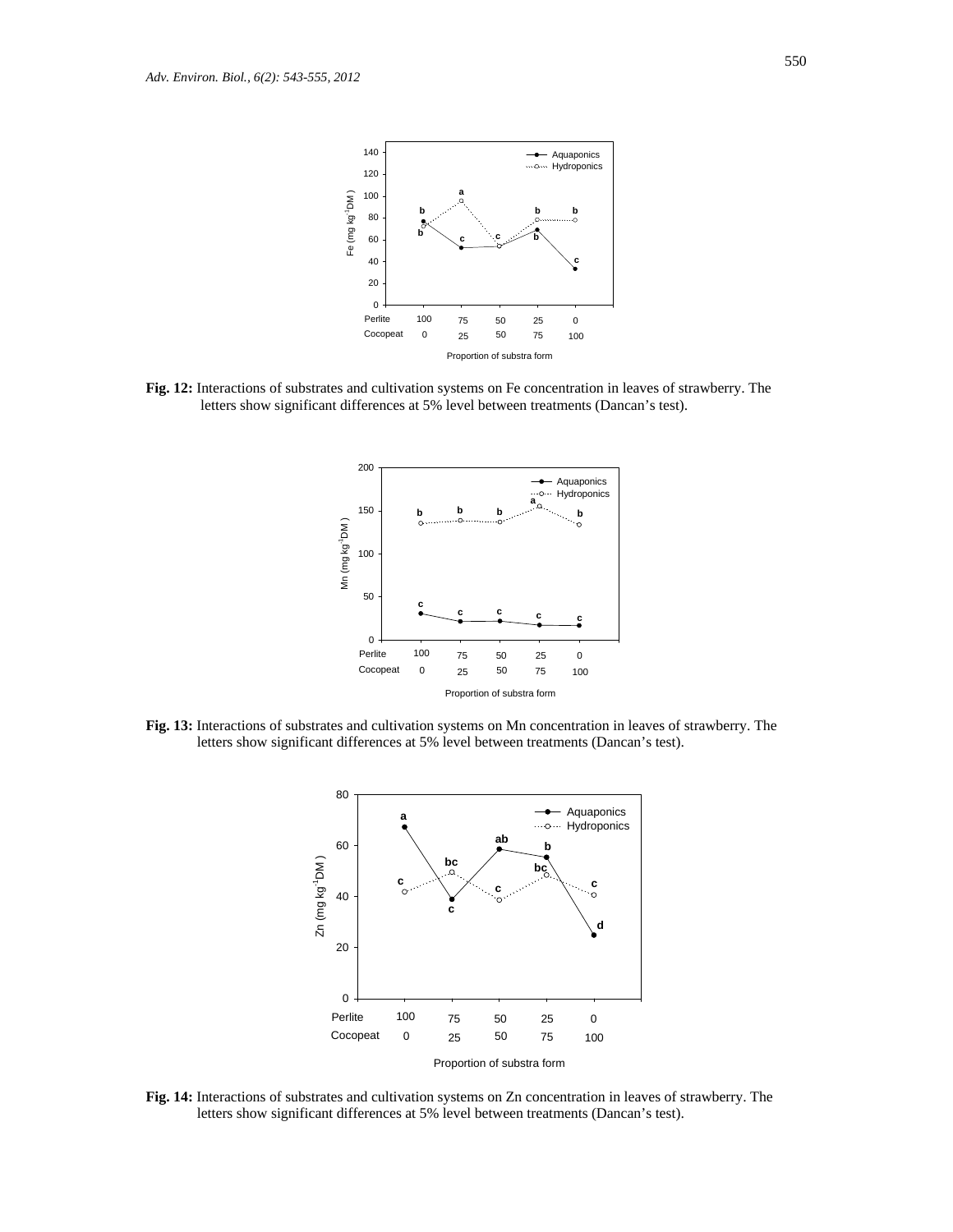**Fig. 12:** Interactions of substrates and cultivation systems on Fe concentration in leaves of strawberry. The letters show significant differences at 5% level between treatments (Dancan's test).

**Fig. 13:** Interactions of substrates and cultivation systems on Mn concentration in leaves of strawberry. The letters show significant differences at 5% level between treatments (Dancan's test).

**Fig. 14:** Interactions of substrates and cultivation systems on Zn concentration in leaves of strawberry. The letters show significant differences at 5% level between treatments (Dancan's test).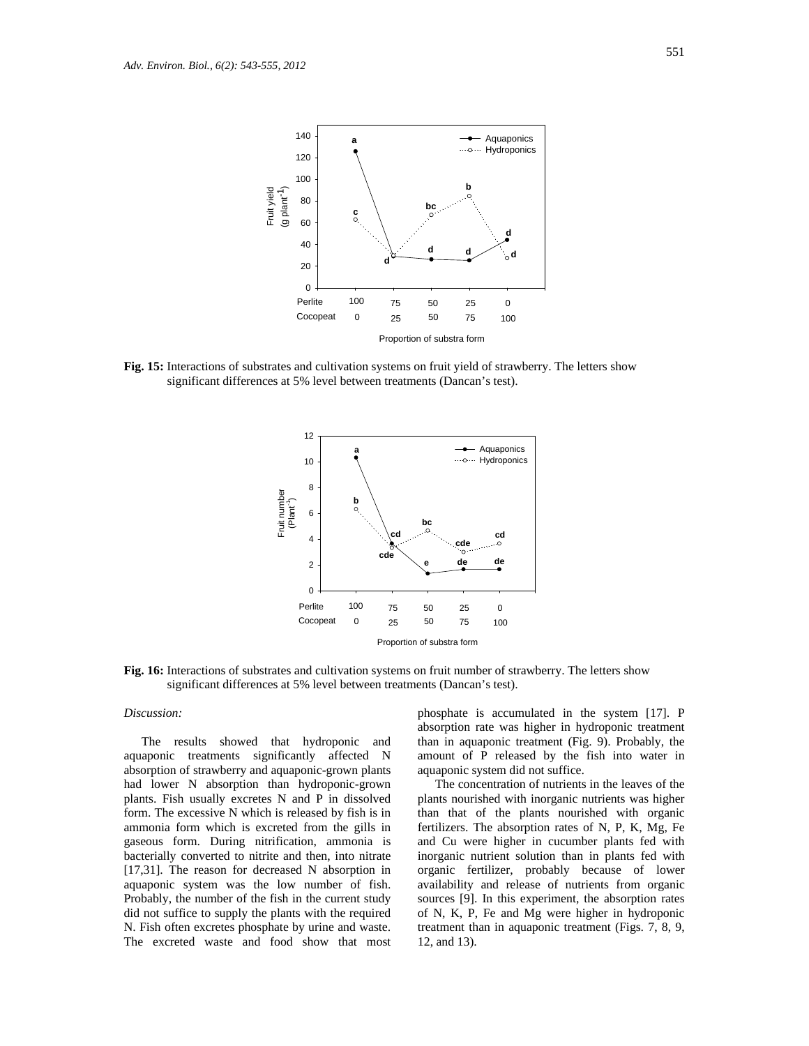**Fig. 15:** Interactions of substrates and cultivation systems on fruit yield of strawberry. The letters show significant differences at 5% level between treatments (Dancan's test).

**Fig. 16:** Interactions of substrates and cultivation systems on fruit number of strawberry. The letters show significant differences at 5% level between treatments (Dancan's test).

*Discussion:*

The results showed that hydroponic and aquaponic treatments significantly affected N absorption of strawberry and aquaponic-grown plants had lower N absorption than hydroponic-grown plants. Fish usually excretes N and P in dissolved form. The excessive N which is released by fish is in ammonia form which is excreted from the gills in gaseous form. During nitrification, ammonia is bacterially converted to nitrite and then, into nitrate [17,31]. The reason for decreased N absorption in aquaponic system was the low number of fish. Probably, the number of the fish in the current study did not suffice to supply the plants with the required N. Fish often excretes phosphate by urine and waste. The excreted waste and food show that most phosphate is accumulated in the system [17]. P absorption rate was higher in hydroponic treatment than in aquaponic treatment (Fig. 9). Probably, the amount of P released by the fish into water in aquaponic system did not suffice.

The concentration of nutrients in the leaves of the plants nourished with inorganic nutrients was higher than that of the plants nourished with organic fertilizers. The absorption rates of N, P, K, Mg, Fe and Cu were higher in cucumber plants fed with inorganic nutrient solution than in plants fed with organic fertilizer, probably because of lower availability and release of nutrients from organic sources [9]. In this experiment, the absorption rates of N, K, P, Fe and Mg were higher in hydroponic treatment than in aquaponic treatment (Figs. 7, 8, 9, 12, and 13).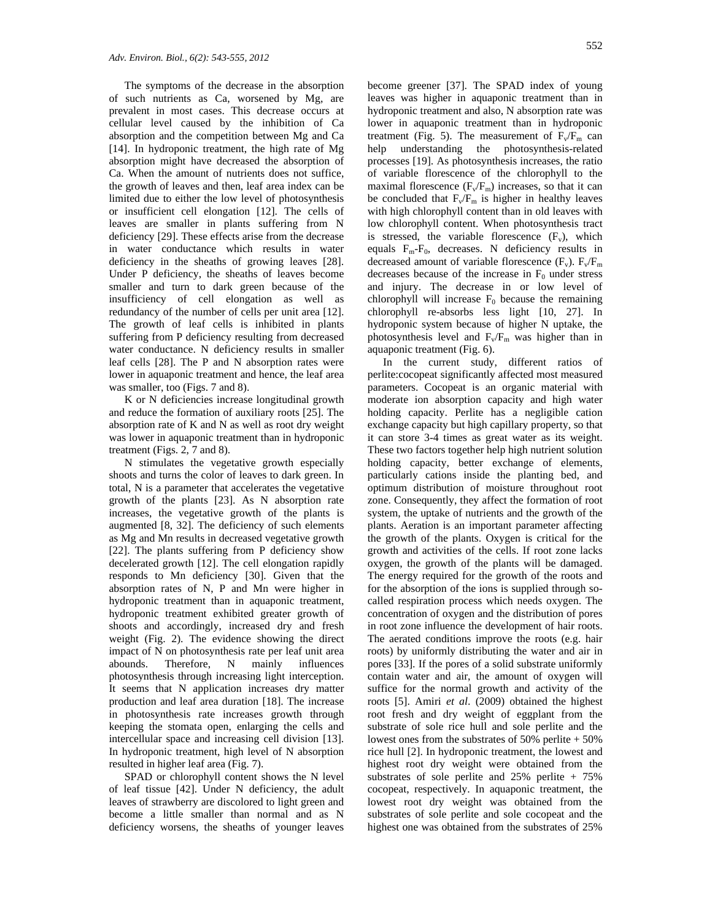The symptoms of the decrease in the absorption of such nutrients as Ca, worsened by Mg, are prevalent in most cases. This decrease occurs at cellular level caused by the inhibition of Ca absorption and the competition between Mg and Ca [14]. In hydroponic treatment, the high rate of Mg absorption might have decreased the absorption of Ca. When the amount of nutrients does not suffice, the growth of leaves and then, leaf area index can be limited due to either the low level of photosynthesis or insufficient cell elongation [12]. The cells of leaves are smaller in plants suffering from N deficiency [29]. These effects arise from the decrease in water conductance which results in water deficiency in the sheaths of growing leaves [28]. Under P deficiency, the sheaths of leaves become smaller and turn to dark green because of the insufficiency of cell elongation as well as redundancy of the number of cells per unit area [12]. The growth of leaf cells is inhibited in plants suffering from P deficiency resulting from decreased water conductance. N deficiency results in smaller leaf cells [28]. The P and N absorption rates were lower in aquaponic treatment and hence, the leaf area was smaller, too (Figs. 7 and 8).

K or N deficiencies increase longitudinal growth and reduce the formation of auxiliary roots [25]. The absorption rate of K and N as well as root dry weight was lower in aquaponic treatment than in hydroponic treatment (Figs. 2, 7 and 8).

N stimulates the vegetative growth especially shoots and turns the color of leaves to dark green. In total, N is a parameter that accelerates the vegetative growth of the plants [23]. As N absorption rate increases, the vegetative growth of the plants is augmented [8, 32]. The deficiency of such elements as Mg and Mn results in decreased vegetative growth [22]. The plants suffering from P deficiency show decelerated growth [12]. The cell elongation rapidly responds to Mn deficiency [30]. Given that the absorption rates of N, P and Mn were higher in hydroponic treatment than in aquaponic treatment, hydroponic treatment exhibited greater growth of shoots and accordingly, increased dry and fresh weight (Fig. 2). The evidence showing the direct impact of N on photosynthesis rate per leaf unit area abounds. Therefore, N mainly influences photosynthesis through increasing light interception. It seems that N application increases dry matter production and leaf area duration [18]. The increase in photosynthesis rate increases growth through keeping the stomata open, enlarging the cells and intercellular space and increasing cell division [13]. In hydroponic treatment, high level of N absorption resulted in higher leaf area (Fig. 7).

SPAD or chlorophyll content shows the N level of leaf tissue [42]. Under N deficiency, the adult leaves of strawberry are discolored to light green and become a little smaller than normal and as N deficiency worsens, the sheaths of younger leaves become greener [37]. The SPAD index of young leaves was higher in aquaponic treatment than in hydroponic treatment and also, N absorption rate was lower in aquaponic treatment than in hydroponic treatment (Fig. 5). The measurement of $F_v/F_m$ can help understanding the photosynthesis-related processes [19]. As photosynthesis increases, the ratio of variable florescence of the chlorophyll to the maximal florescence ($F_v/F_m$) increases, so that it can be concluded that $F_v/F_m$ is higher in healthy leaves with high chlorophyll content than in old leaves with low chlorophyll content. When photosynthesis tract is stressed, the variable florescence ($F_v$), which equals $F_m$-$F_0$, decreases. N deficiency results in decreased amount of variable florescence ($F_v$). $F_v/F_m$ decreases because of the increase in $F_0$ under stress and injury. The decrease in or low level of chlorophyll will increase $F_0$ because the remaining chlorophyll re-absorbs less light [10, 27]. In hydroponic system because of higher N uptake, the photosynthesis level and $F_v/F_m$ was higher than in aquaponic treatment (Fig. 6).

In the current study, different ratios of perlite:cocopeat significantly affected most measured parameters. Cocopeat is an organic material with moderate ion absorption capacity and high water holding capacity. Perlite has a negligible cation exchange capacity but high capillary property, so that it can store 3-4 times as great water as its weight. These two factors together help high nutrient solution holding capacity, better exchange of elements, particularly cations inside the planting bed, and optimum distribution of moisture throughout root zone. Consequently, they affect the formation of root system, the uptake of nutrients and the growth of the plants. Aeration is an important parameter affecting the growth of the plants. Oxygen is critical for the growth and activities of the cells. If root zone lacks oxygen, the growth of the plants will be damaged. The energy required for the growth of the roots and for the absorption of the ions is supplied through so-called respiration process which needs oxygen. The concentration of oxygen and the distribution of pores in root zone influence the development of hair roots. The aerated conditions improve the roots (e.g. hair roots) by uniformly distributing the water and air in pores [33]. If the pores of a solid substrate uniformly contain water and air, the amount of oxygen will suffice for the normal growth and activity of the roots [5]. Amiri *et al*. (2009) obtained the highest root fresh and dry weight of eggplant from the substrate of sole rice hull and sole perlite and the lowest ones from the substrates of 50% perlite + 50% rice hull [2]. In hydroponic treatment, the lowest and highest root dry weight were obtained from the substrates of sole perlite and 25% perlite + 75% cocopeat, respectively. In aquaponic treatment, the lowest root dry weight was obtained from the substrates of sole perlite and sole cocopeat and the highest one was obtained from the substrates of 25%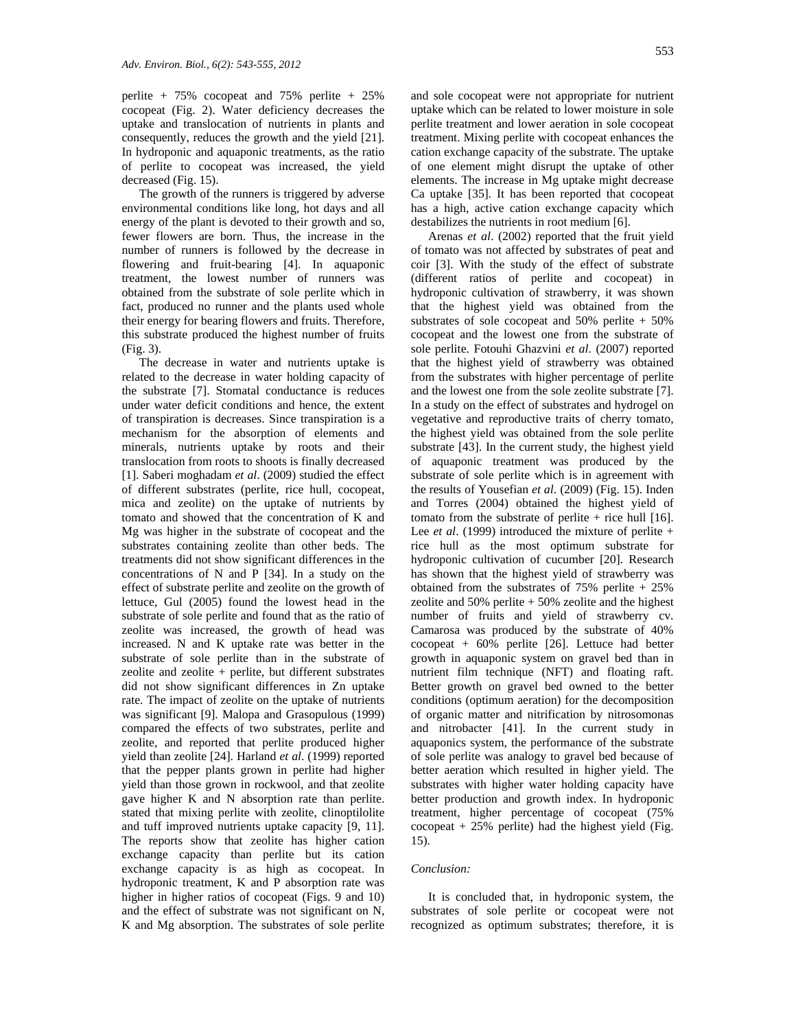perlite + 75% cocopeat and 75% perlite + 25% cocopeat (Fig. 2). Water deficiency decreases the uptake and translocation of nutrients in plants and consequently, reduces the growth and the yield [21]. In hydroponic and aquaponic treatments, as the ratio of perlite to cocopeat was increased, the yield decreased (Fig. 15).

The growth of the runners is triggered by adverse environmental conditions like long, hot days and all energy of the plant is devoted to their growth and so, fewer flowers are born. Thus, the increase in the number of runners is followed by the decrease in flowering and fruit-bearing [4]. In aquaponic treatment, the lowest number of runners was obtained from the substrate of sole perlite which in fact, produced no runner and the plants used whole their energy for bearing flowers and fruits. Therefore, this substrate produced the highest number of fruits (Fig. 3).

The decrease in water and nutrients uptake is related to the decrease in water holding capacity of the substrate [7]. Stomatal conductance is reduces under water deficit conditions and hence, the extent of transpiration is decreases. Since transpiration is a mechanism for the absorption of elements and minerals, nutrients uptake by roots and their translocation from roots to shoots is finally decreased [1]. Saberi moghadam *et al*. (2009) studied the effect of different substrates (perlite, rice hull, cocopeat, mica and zeolite) on the uptake of nutrients by tomato and showed that the concentration of K and Mg was higher in the substrate of cocopeat and the substrates containing zeolite than other beds. The treatments did not show significant differences in the concentrations of N and P [34]. In a study on the effect of substrate perlite and zeolite on the growth of lettuce, Gul (2005) found the lowest head in the substrate of sole perlite and found that as the ratio of zeolite was increased, the growth of head was increased. N and K uptake rate was better in the substrate of sole perlite than in the substrate of zeolite and zeolite + perlite, but different substrates did not show significant differences in Zn uptake rate. The impact of zeolite on the uptake of nutrients was significant [9]. Malopa and Grasopulous (1999) compared the effects of two substrates, perlite and zeolite, and reported that perlite produced higher yield than zeolite [24]. Harland *et al*. (1999) reported that the pepper plants grown in perlite had higher yield than those grown in rockwool, and that zeolite gave higher K and N absorption rate than perlite. stated that mixing perlite with zeolite, clinoptilolite and tuff improved nutrients uptake capacity [9, 11]. The reports show that zeolite has higher cation exchange capacity than perlite but its cation exchange capacity is as high as cocopeat. In hydroponic treatment, K and P absorption rate was higher in higher ratios of cocopeat (Figs. 9 and 10) and the effect of substrate was not significant on N, K and Mg absorption. The substrates of sole perlite and sole cocopeat were not appropriate for nutrient uptake which can be related to lower moisture in sole perlite treatment and lower aeration in sole cocopeat treatment. Mixing perlite with cocopeat enhances the cation exchange capacity of the substrate. The uptake of one element might disrupt the uptake of other elements. The increase in Mg uptake might decrease Ca uptake [35]. It has been reported that cocopeat has a high, active cation exchange capacity which destabilizes the nutrients in root medium [6].

Arenas *et al*. (2002) reported that the fruit yield of tomato was not affected by substrates of peat and coir [3]. With the study of the effect of substrate (different ratios of perlite and cocopeat) in hydroponic cultivation of strawberry, it was shown that the highest yield was obtained from the substrates of sole cocopeat and 50% perlite + 50% cocopeat and the lowest one from the substrate of sole perlite. Fotouhi Ghazvini *et al*. (2007) reported that the highest yield of strawberry was obtained from the substrates with higher percentage of perlite and the lowest one from the sole zeolite substrate [7]. In a study on the effect of substrates and hydrogel on vegetative and reproductive traits of cherry tomato, the highest yield was obtained from the sole perlite substrate [43]. In the current study, the highest yield of aquaponic treatment was produced by the substrate of sole perlite which is in agreement with the results of Yousefian *et al*. (2009) (Fig. 15). Inden and Torres (2004) obtained the highest yield of tomato from the substrate of perlite + rice hull [16]. Lee *et al*. (1999) introduced the mixture of perlite + rice hull as the most optimum substrate for hydroponic cultivation of cucumber [20]. Research has shown that the highest yield of strawberry was obtained from the substrates of 75% perlite + 25% zeolite and 50% perlite + 50% zeolite and the highest number of fruits and yield of strawberry cv. Camarosa was produced by the substrate of 40% cocopeat + 60% perlite [26]. Lettuce had better growth in aquaponic system on gravel bed than in nutrient film technique (NFT) and floating raft. Better growth on gravel bed owned to the better conditions (optimum aeration) for the decomposition of organic matter and nitrification by nitrosomonas and nitrobacter [41]. In the current study in aquaponics system, the performance of the substrate of sole perlite was analogy to gravel bed because of better aeration which resulted in higher yield. The substrates with higher water holding capacity have better production and growth index. In hydroponic treatment, higher percentage of cocopeat (75% cocopeat + 25% perlite) had the highest yield (Fig. 15).

### *Conclusion:*

It is concluded that, in hydroponic system, the substrates of sole perlite or cocopeat were not recognized as optimum substrates; therefore, it is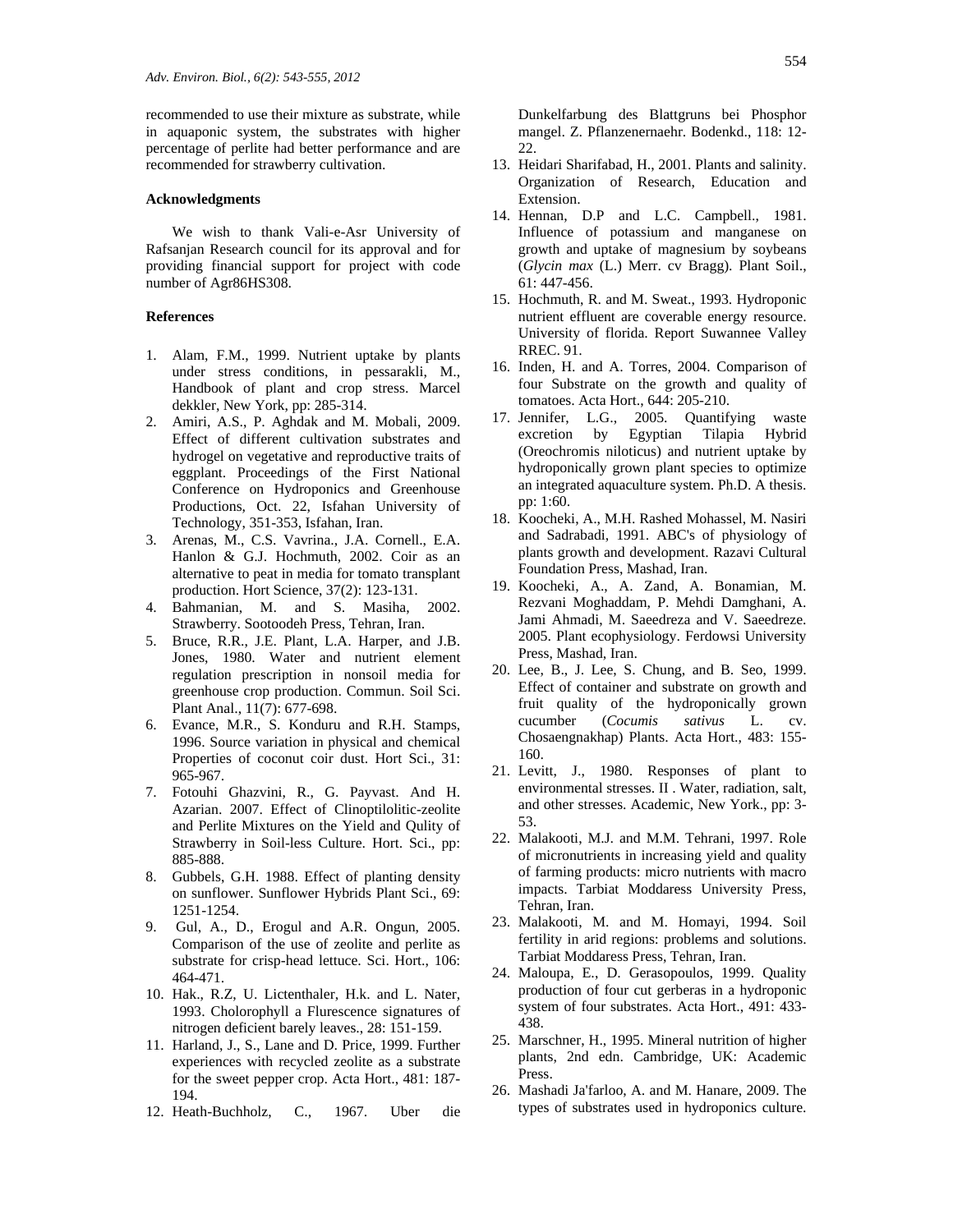recommended to use their mixture as substrate, while in aquaponic system, the substrates with higher percentage of perlite had better performance and are recommended for strawberry cultivation.

### Acknowledgments

We wish to thank Vali-e-Asr University of Rafsanjan Research council for its approval and for providing financial support for project with code number of Agr86HS308.

### References

1. Alam, F.M., 1999. Nutrient uptake by plants under stress conditions, in pessarakli, M., Handbook of plant and crop stress. Marcel dekkler, New York, pp: 285-314.
2. Amiri, A.S., P. Aghdak and M. Mobali, 2009. Effect of different cultivation substrates and hydrogel on vegetative and reproductive traits of eggplant. Proceedings of the First National Conference on Hydroponics and Greenhouse Productions, Oct. 22, Isfahan University of Technology, 351-353, Isfahan, Iran.
3. Arenas, M., C.S. Vavrina., J.A. Cornell., E.A. Hanlon & G.J. Hochmuth, 2002. Coir as an alternative to peat in media for tomato transplant production. Hort Science, 37(2): 123-131.
4. Bahmanian, M. and S. Masiha, 2002. Strawberry. Sootoodeh Press, Tehran, Iran.
5. Bruce, R.R., J.E. Plant, L.A. Harper, and J.B. Jones, 1980. Water and nutrient element regulation prescription in nonsoil media for greenhouse crop production. Commun. Soil Sci. Plant Anal., 11(7): 677-698.
6. Evance, M.R., S. Konduru and R.H. Stamps, 1996. Source variation in physical and chemical Properties of coconut coir dust. Hort Sci., 31: 965-967.
7. Fotouhi Ghazvini, R., G. Payvast. And H. Azarian. 2007. Effect of Clinoptilolitic-zeolite and Perlite Mixtures on the Yield and Qulity of Strawberry in Soil-less Culture. Hort. Sci., pp: 885-888.
8. Gubbels, G.H. 1988. Effect of planting density on sunflower. Sunflower Hybrids Plant Sci., 69: 1251-1254.
9. Gul, A., D., Erogul and A.R. Ongun, 2005. Comparison of the use of zeolite and perlite as substrate for crisp-head lettuce. Sci. Hort., 106: 464-471.
10. Hak., R.Z, U. Lictenthaler, H.k. and L. Nater, 1993. Cholorophyll a Flurescence signatures of nitrogen deficient barely leaves., 28: 151-159.
11. Harland, J., S., Lane and D. Price, 1999. Further experiences with recycled zeolite as a substrate for the sweet pepper crop. Acta Hort., 481: 187-194.
12. Heath-Buchholz, C., 1967. Uber die Dunkelfarbung des Blattgruns bei Phosphor mangel. Z. Pflanzenernaehr. Bodenkd., 118: 12-22.
13. Heidari Sharifabad, H., 2001. Plants and salinity. Organization of Research, Education and Extension.
14. Hennan, D.P and L.C. Campbell., 1981. Influence of potassium and manganese on growth and uptake of magnesium by soybeans (*Glycin max* (L.) Merr. cv Bragg). Plant Soil., 61: 447-456.
15. Hochmuth, R. and M. Sweat., 1993. Hydroponic nutrient effluent are coverable energy resource. University of florida. Report Suwannee Valley RREC. 91.
16. Inden, H. and A. Torres, 2004. Comparison of four Substrate on the growth and quality of tomatoes. Acta Hort., 644: 205-210.
17. Jennifer, L.G., 2005. Quantifying waste excretion by Egyptian Tilapia Hybrid (Oreochromis niloticus) and nutrient uptake by hydroponically grown plant species to optimize an integrated aquaculture system. Ph.D. A thesis. pp: 1:60.
18. Koocheki, A., M.H. Rashed Mohassel, M. Nasiri and Sadrabadi, 1991. ABC's of physiology of plants growth and development. Razavi Cultural Foundation Press, Mashad, Iran.
19. Koocheki, A., A. Zand, A. Bonamian, M. Rezvani Moghaddam, P. Mehdi Damghani, A. Jami Ahmadi, M. Saeedreza and V. Saeedreze. 2005. Plant ecophysiology. Ferdowsi University Press, Mashad, Iran.
20. Lee, B., J. Lee, S. Chung, and B. Seo, 1999. Effect of container and substrate on growth and fruit quality of the hydroponically grown cucumber (*Cocumis sativus* L. cv. Chosaengnakhap) Plants. Acta Hort., 483: 155-160.
21. Levitt, J., 1980. Responses of plant to environmental stresses. II . Water, radiation, salt, and other stresses. Academic, New York., pp: 3-53.
22. Malakooti, M.J. and M.M. Tehrani, 1997. Role of micronutrients in increasing yield and quality of farming products: micro nutrients with macro impacts. Tarbiat Moddaress University Press, Tehran, Iran.
23. Malakooti, M. and M. Homayi, 1994. Soil fertility in arid regions: problems and solutions. Tarbiat Moddaress Press, Tehran, Iran.
24. Maloupa, E., D. Gerasopoulos, 1999. Quality production of four cut gerberas in a hydroponic system of four substrates. Acta Hort., 491: 433-438.
25. Marschner, H., 1995. Mineral nutrition of higher plants, 2nd edn. Cambridge, UK: Academic Press.
26. Mashadi Ja'farloo, A. and M. Hanare, 2009. The types of substrates used in hydroponics culture.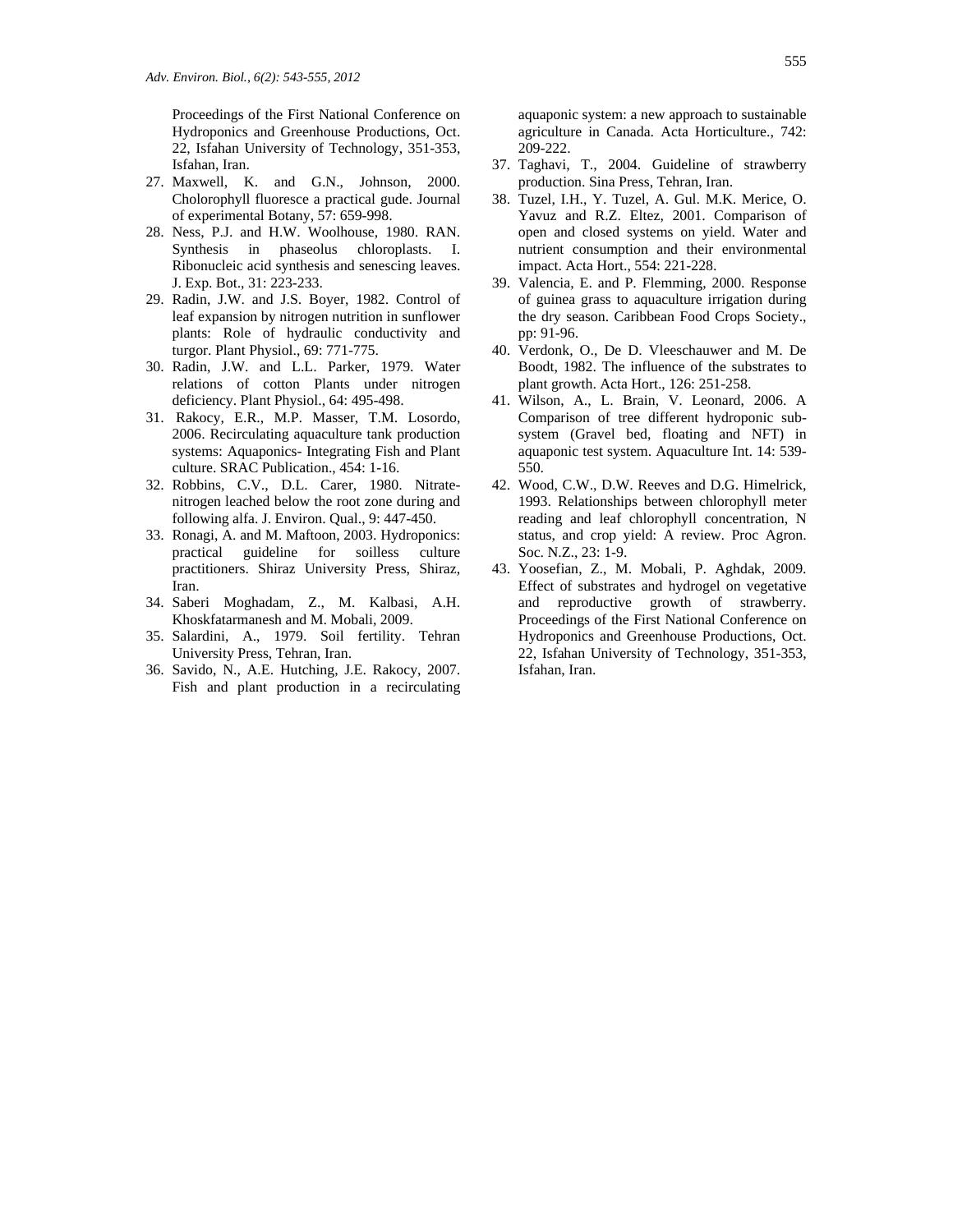Proceedings of the First National Conference on Hydroponics and Greenhouse Productions, Oct. 22, Isfahan University of Technology, 351-353, Isfahan, Iran.

27. Maxwell, K. and G.N., Johnson, 2000. Cholorophyll fluoresce a practical gude. Journal of experimental Botany, 57: 659-998.
28. Ness, P.J. and H.W. Woolhouse, 1980. RAN. Synthesis in phaseolus chloroplasts. I. Ribonucleic acid synthesis and senescing leaves. J. Exp. Bot., 31: 223-233.
29. Radin, J.W. and J.S. Boyer, 1982. Control of leaf expansion by nitrogen nutrition in sunflower plants: Role of hydraulic conductivity and turgor. Plant Physiol., 69: 771-775.
30. Radin, J.W. and L.L. Parker, 1979. Water relations of cotton Plants under nitrogen deficiency. Plant Physiol., 64: 495-498.
31. Rakocy, E.R., M.P. Masser, T.M. Losordo, 2006. Recirculating aquaculture tank production systems: Aquaponics- Integrating Fish and Plant culture. SRAC Publication., 454: 1-16.
32. Robbins, C.V., D.L. Carer, 1980. Nitrate-nitrogen leached below the root zone during and following alfa. J. Environ. Qual., 9: 447-450.
33. Ronagi, A. and M. Maftoon, 2003. Hydroponics: practical guideline for soilless culture practitioners. Shiraz University Press, Shiraz, Iran.
34. Saberi Moghadam, Z., M. Kalbasi, A.H. Khoskfatarmanesh and M. Mobali, 2009.
35. Salardini, A., 1979. Soil fertility. Tehran University Press, Tehran, Iran.
36. Savido, N., A.E. Hutching, J.E. Rakocy, 2007. Fish and plant production in a recirculating aquaponic system: a new approach to sustainable agriculture in Canada. Acta Horticulture., 742: 209-222.
37. Taghavi, T., 2004. Guideline of strawberry production. Sina Press, Tehran, Iran.
38. Tuzel, I.H., Y. Tuzel, A. Gul. M.K. Merice, O. Yavuz and R.Z. Eltez, 2001. Comparison of open and closed systems on yield. Water and nutrient consumption and their environmental impact. Acta Hort., 554: 221-228.
39. Valencia, E. and P. Flemming, 2000. Response of guinea grass to aquaculture irrigation during the dry season. Caribbean Food Crops Society., pp: 91-96.
40. Verdonk, O., De D. Vleeschauwer and M. De Boodt, 1982. The influence of the substrates to plant growth. Acta Hort., 126: 251-258.
41. Wilson, A., L. Brain, V. Leonard, 2006. A Comparison of tree different hydroponic sub-system (Gravel bed, floating and NFT) in aquaponic test system. Aquaculture Int. 14: 539-550.
42. Wood, C.W., D.W. Reeves and D.G. Himelrick, 1993. Relationships between chlorophyll meter reading and leaf chlorophyll concentration, N status, and crop yield: A review. Proc Agron. Soc. N.Z., 23: 1-9.
43. Yoosefian, Z., M. Mobali, P. Aghdak, 2009. Effect of substrates and hydrogel on vegetative and reproductive growth of strawberry. Proceedings of the First National Conference on Hydroponics and Greenhouse Productions, Oct. 22, Isfahan University of Technology, 351-353, Isfahan, Iran.